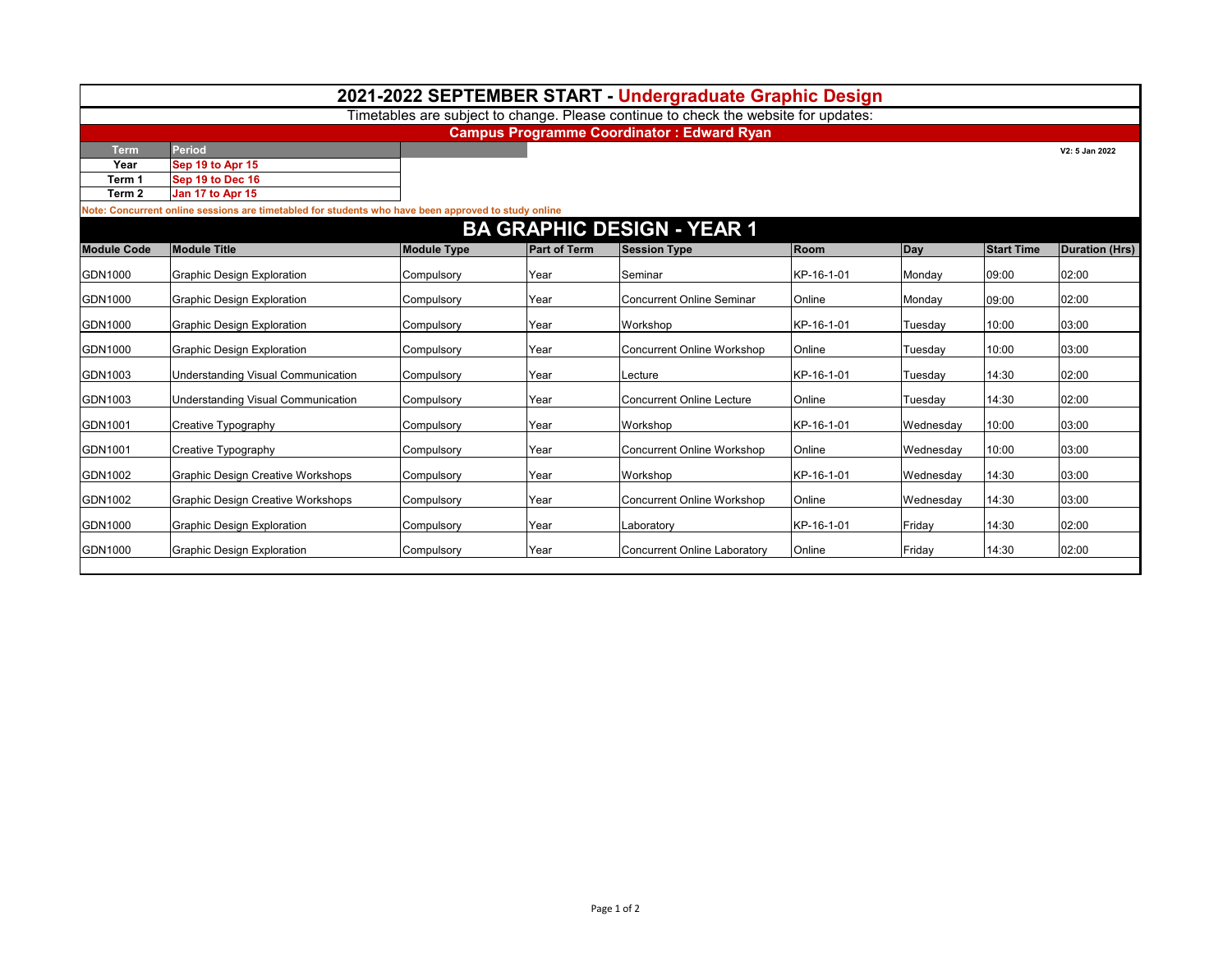# 2021-2022 SEPTEMBER START - Undergraduate Graphic Design

Timetables are subject to change. Please continue to check the website for updates:

**Campus Programme Coordinator : Edward Ryan**

V2: 5 Jan 2022

| Term | Period |
|---|---|
| Year | Sep 19 to Apr 15 |
| Term 1 | Sep 19 to Dec 16 |
| Term 2 | Jan 17 to Apr 15 |

**Note: Concurrent online sessions are timetabled for students who have been approved to study online**

## BA GRAPHIC DESIGN - YEAR 1

| Module Code | Module Title | Module Type | Part of Term | Session Type | Room | Day | Start Time | Duration (Hrs) |
|---|---|---|---|---|---|---|---|---|
| GDN1000 | Graphic Design Exploration | Compulsory | Year | Seminar | KP-16-1-01 | Monday | 09:00 | 02:00 |
| GDN1000 | Graphic Design Exploration | Compulsory | Year | Concurrent Online Seminar | Online | Monday | 09:00 | 02:00 |
| GDN1000 | Graphic Design Exploration | Compulsory | Year | Workshop | KP-16-1-01 | Tuesday | 10:00 | 03:00 |
| GDN1000 | Graphic Design Exploration | Compulsory | Year | Concurrent Online Workshop | Online | Tuesday | 10:00 | 03:00 |
| GDN1003 | Understanding Visual Communication | Compulsory | Year | Lecture | KP-16-1-01 | Tuesday | 14:30 | 02:00 |
| GDN1003 | Understanding Visual Communication | Compulsory | Year | Concurrent Online Lecture | Online | Tuesday | 14:30 | 02:00 |
| GDN1001 | Creative Typography | Compulsory | Year | Workshop | KP-16-1-01 | Wednesday | 10:00 | 03:00 |
| GDN1001 | Creative Typography | Compulsory | Year | Concurrent Online Workshop | Online | Wednesday | 10:00 | 03:00 |
| GDN1002 | Graphic Design Creative Workshops | Compulsory | Year | Workshop | KP-16-1-01 | Wednesday | 14:30 | 03:00 |
| GDN1002 | Graphic Design Creative Workshops | Compulsory | Year | Concurrent Online Workshop | Online | Wednesday | 14:30 | 03:00 |
| GDN1000 | Graphic Design Exploration | Compulsory | Year | Laboratory | KP-16-1-01 | Friday | 14:30 | 02:00 |
| GDN1000 | Graphic Design Exploration | Compulsory | Year | Concurrent Online Laboratory | Online | Friday | 14:30 | 02:00 |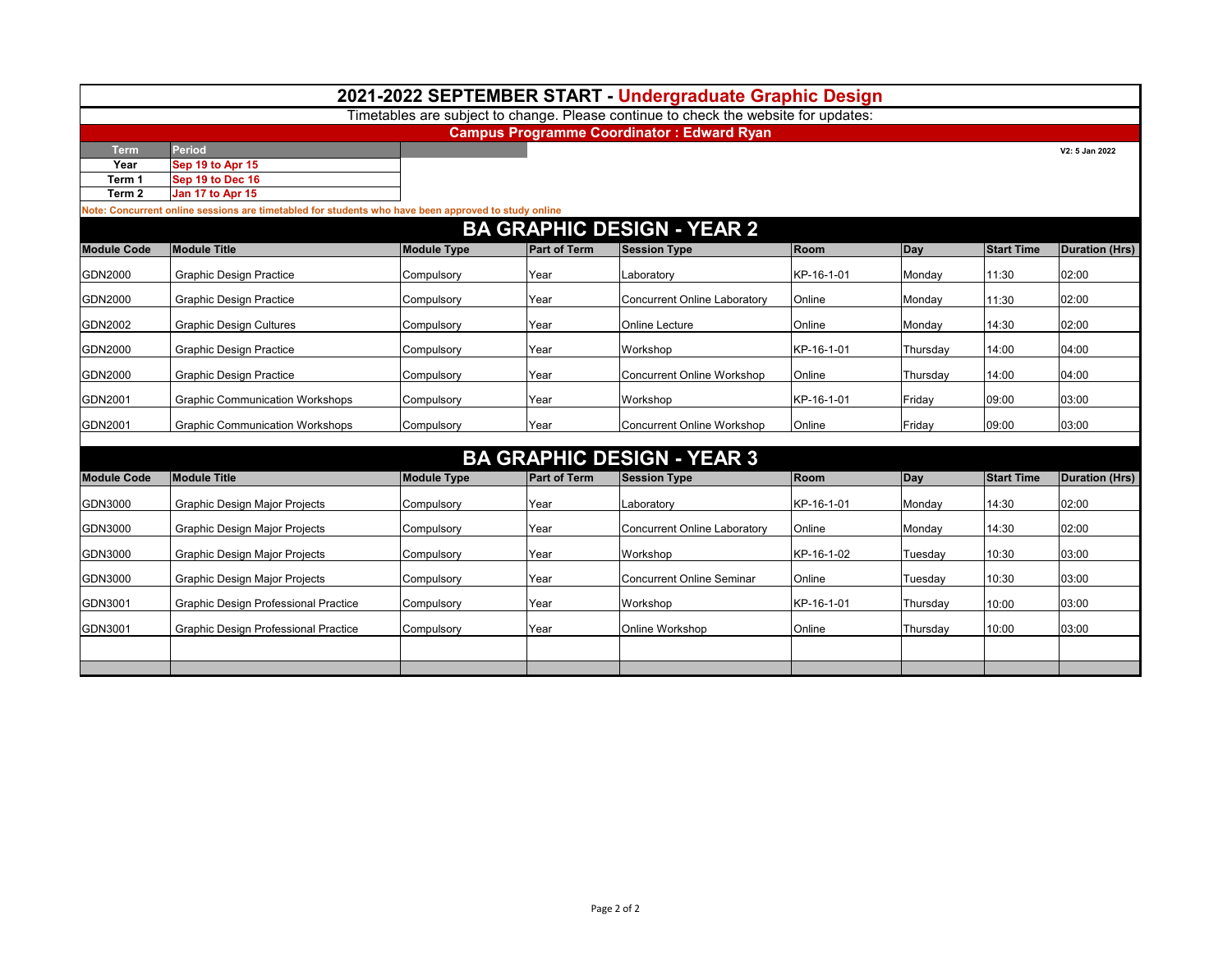# 2021-2022 SEPTEMBER START - Undergraduate Graphic Design

Timetables are subject to change. Please continue to check the website for updates:

**Campus Programme Coordinator : Edward Ryan**

| Term | Period |
|---|---|
| Year | Sep 19 to Apr 15 |
| Term 1 | Sep 19 to Dec 16 |
| Term 2 | Jan 17 to Apr 15 |

V2: 5 Jan 2022

**Note: Concurrent online sessions are timetabled for students who have been approved to study online**

## BA GRAPHIC DESIGN - YEAR 2

| Module Code | Module Title | Module Type | Part of Term | Session Type | Room | Day | Start Time | Duration (Hrs) |
|---|---|---|---|---|---|---|---|---|
| GDN2000 | Graphic Design Practice | Compulsory | Year | Laboratory | KP-16-1-01 | Monday | 11:30 | 02:00 |
| GDN2000 | Graphic Design Practice | Compulsory | Year | Concurrent Online Laboratory | Online | Monday | 11:30 | 02:00 |
| GDN2002 | Graphic Design Cultures | Compulsory | Year | Online Lecture | Online | Monday | 14:30 | 02:00 |
| GDN2000 | Graphic Design Practice | Compulsory | Year | Workshop | KP-16-1-01 | Thursday | 14:00 | 04:00 |
| GDN2000 | Graphic Design Practice | Compulsory | Year | Concurrent Online Workshop | Online | Thursday | 14:00 | 04:00 |
| GDN2001 | Graphic Communication Workshops | Compulsory | Year | Workshop | KP-16-1-01 | Friday | 09:00 | 03:00 |
| GDN2001 | Graphic Communication Workshops | Compulsory | Year | Concurrent Online Workshop | Online | Friday | 09:00 | 03:00 |

## BA GRAPHIC DESIGN - YEAR 3

| Module Code | Module Title | Module Type | Part of Term | Session Type | Room | Day | Start Time | Duration (Hrs) |
|---|---|---|---|---|---|---|---|---|
| GDN3000 | Graphic Design Major Projects | Compulsory | Year | Laboratory | KP-16-1-01 | Monday | 14:30 | 02:00 |
| GDN3000 | Graphic Design Major Projects | Compulsory | Year | Concurrent Online Laboratory | Online | Monday | 14:30 | 02:00 |
| GDN3000 | Graphic Design Major Projects | Compulsory | Year | Workshop | KP-16-1-02 | Tuesday | 10:30 | 03:00 |
| GDN3000 | Graphic Design Major Projects | Compulsory | Year | Concurrent Online Seminar | Online | Tuesday | 10:30 | 03:00 |
| GDN3001 | Graphic Design Professional Practice | Compulsory | Year | Workshop | KP-16-1-01 | Thursday | 10:00 | 03:00 |
| GDN3001 | Graphic Design Professional Practice | Compulsory | Year | Online Workshop | Online | Thursday | 10:00 | 03:00 |